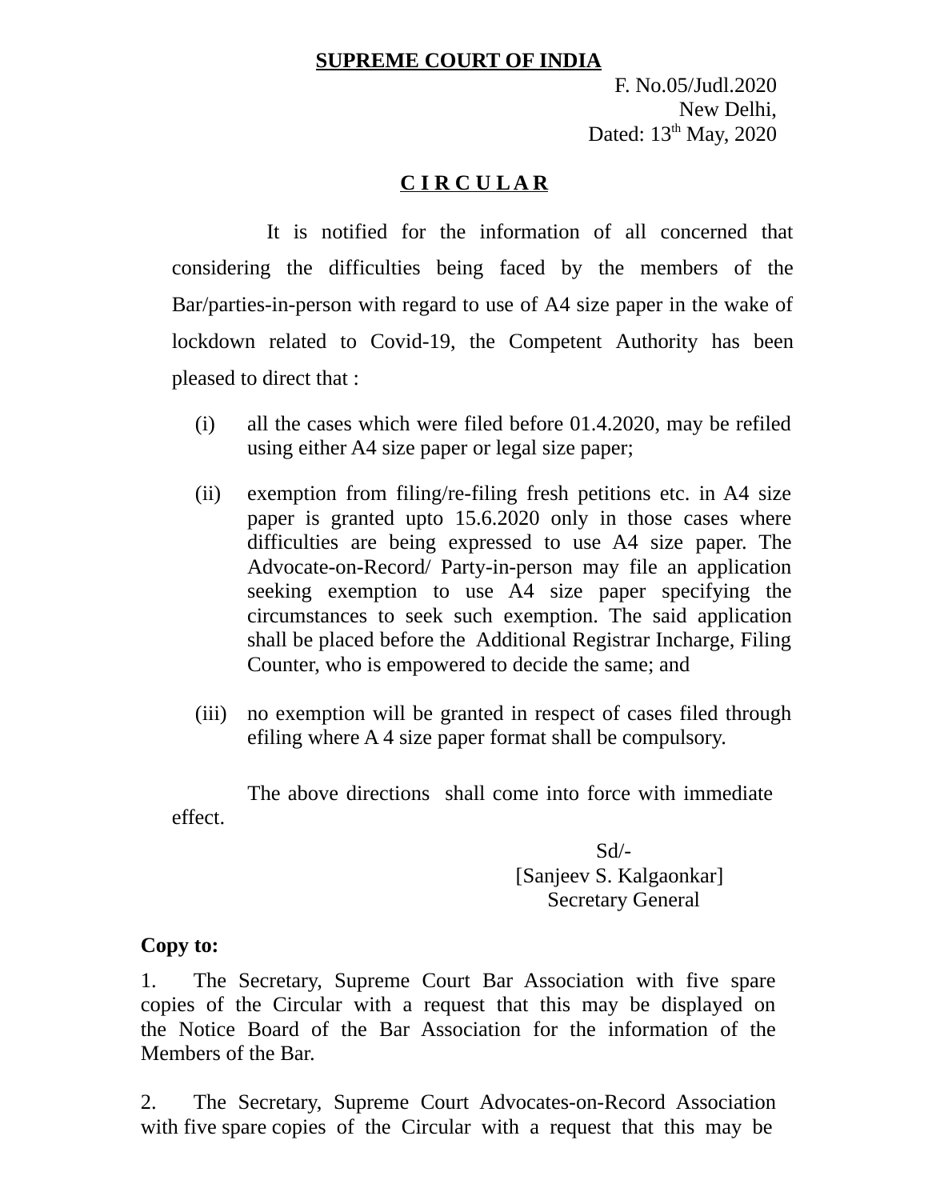**SUPREME COURT OF INDIA**

F. No.05/Judl.2020
New Delhi,
Dated: 13th May, 2020

**C I R C U L A R**

It is notified for the information of all concerned that considering the difficulties being faced by the members of the Bar/parties-in-person with regard to use of A4 size paper in the wake of lockdown related to Covid-19, the Competent Authority has been pleased to direct that :

(i) all the cases which were filed before 01.4.2020, may be refiled using either A4 size paper or legal size paper;

(ii) exemption from filing/re-filing fresh petitions etc. in A4 size paper is granted upto 15.6.2020 only in those cases where difficulties are being expressed to use A4 size paper. The Advocate-on-Record/ Party-in-person may file an application seeking exemption to use A4 size paper specifying the circumstances to seek such exemption. The said application shall be placed before the Additional Registrar Incharge, Filing Counter, who is empowered to decide the same; and

(iii) no exemption will be granted in respect of cases filed through efiling where A 4 size paper format shall be compulsory.

The above directions shall come into force with immediate effect.

Sd/-
[Sanjeev S. Kalgaonkar]
Secretary General

**Copy to:**

1. The Secretary, Supreme Court Bar Association with five spare copies of the Circular with a request that this may be displayed on the Notice Board of the Bar Association for the information of the Members of the Bar.

2. The Secretary, Supreme Court Advocates-on-Record Association with five spare copies of the Circular with a request that this may be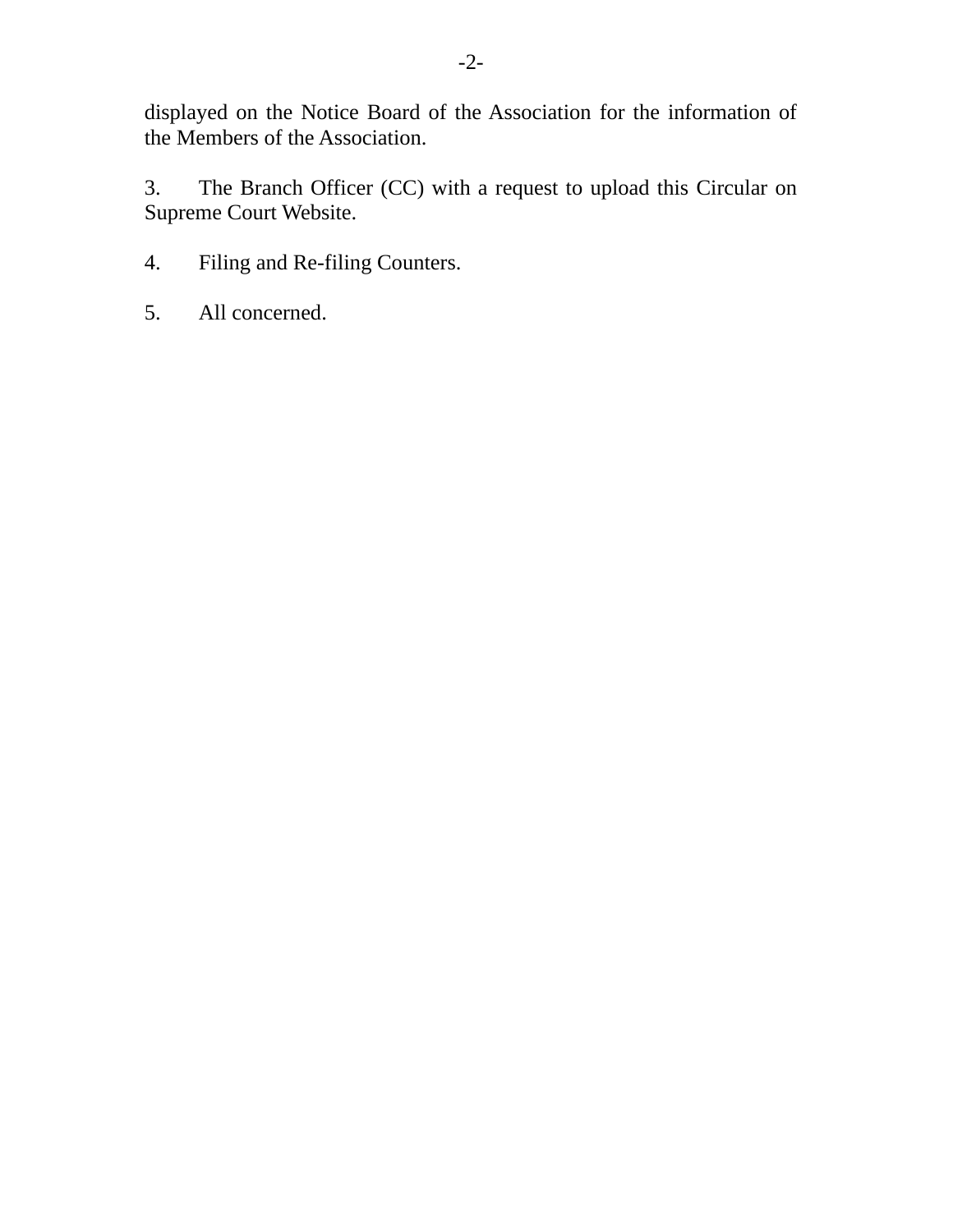displayed on the Notice Board of the Association for the information of the Members of the Association.

3. The Branch Officer (CC) with a request to upload this Circular on Supreme Court Website.

4. Filing and Re-filing Counters.

5. All concerned.